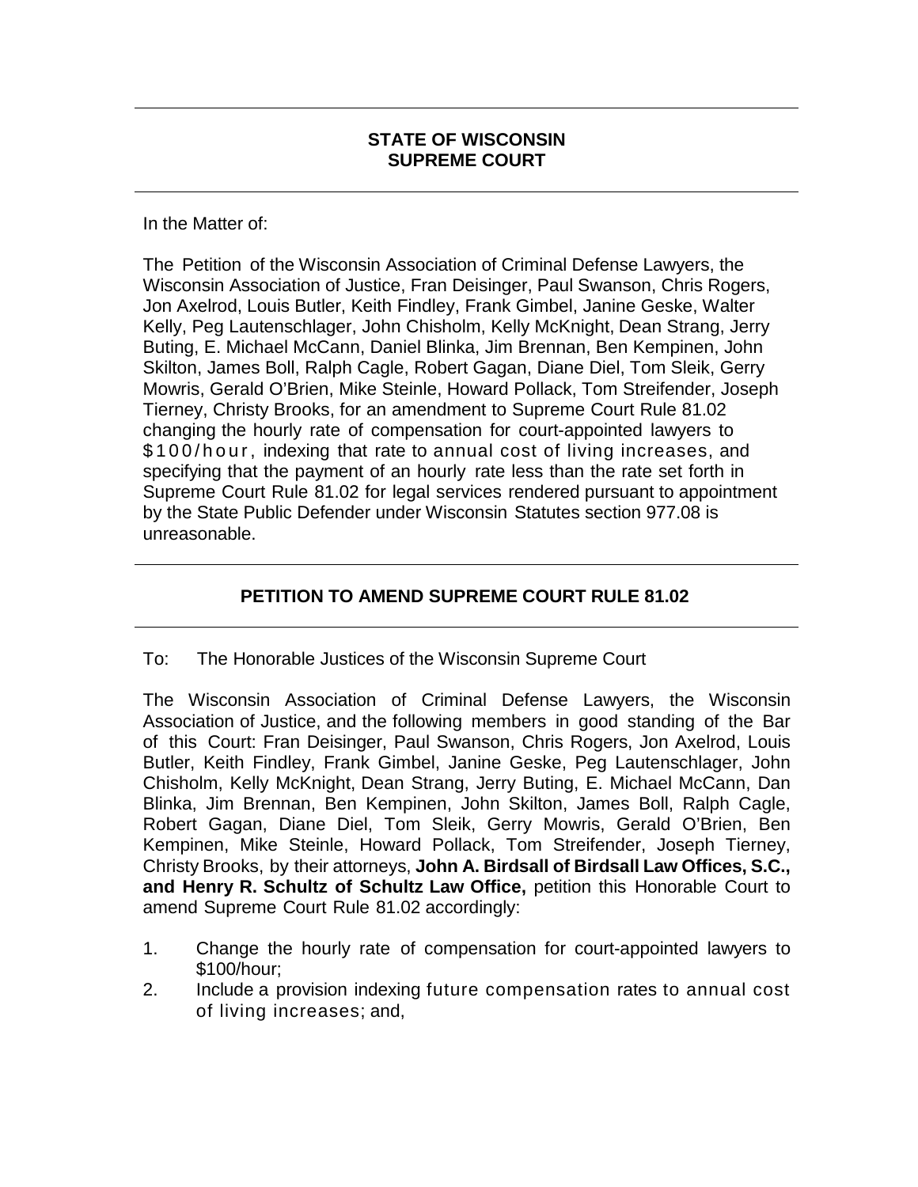**STATE OF WISCONSIN**
**SUPREME COURT**

---

In the Matter of:

The Petition of the Wisconsin Association of Criminal Defense Lawyers, the Wisconsin Association of Justice, Fran Deisinger, Paul Swanson, Chris Rogers, Jon Axelrod, Louis Butler, Keith Findley, Frank Gimbel, Janine Geske, Walter Kelly, Peg Lautenschlager, John Chisholm, Kelly McKnight, Dean Strang, Jerry Buting, E. Michael McCann, Daniel Blinka, Jim Brennan, Ben Kempinen, John Skilton, James Boll, Ralph Cagle, Robert Gagan, Diane Diel, Tom Sleik, Gerry Mowris, Gerald O'Brien, Mike Steinle, Howard Pollack, Tom Streifender, Joseph Tierney, Christy Brooks, for an amendment to Supreme Court Rule 81.02 changing the hourly rate of compensation for court-appointed lawyers to $100/hour, indexing that rate to annual cost of living increases, and specifying that the payment of an hourly rate less than the rate set forth in Supreme Court Rule 81.02 for legal services rendered pursuant to appointment by the State Public Defender under Wisconsin Statutes section 977.08 is unreasonable.

---

## PETITION TO AMEND SUPREME COURT RULE 81.02

---

To: The Honorable Justices of the Wisconsin Supreme Court

The Wisconsin Association of Criminal Defense Lawyers, the Wisconsin Association of Justice, and the following members in good standing of the Bar of this Court: Fran Deisinger, Paul Swanson, Chris Rogers, Jon Axelrod, Louis Butler, Keith Findley, Frank Gimbel, Janine Geske, Peg Lautenschlager, John Chisholm, Kelly McKnight, Dean Strang, Jerry Buting, E. Michael McCann, Dan Blinka, Jim Brennan, Ben Kempinen, John Skilton, James Boll, Ralph Cagle, Robert Gagan, Diane Diel, Tom Sleik, Gerry Mowris, Gerald O'Brien, Ben Kempinen, Mike Steinle, Howard Pollack, Tom Streifender, Joseph Tierney, Christy Brooks, by their attorneys, **John A. Birdsall of Birdsall Law Offices, S.C., and Henry R. Schultz of Schultz Law Office,** petition this Honorable Court to amend Supreme Court Rule 81.02 accordingly:

1. Change the hourly rate of compensation for court-appointed lawyers to $100/hour;
2. Include a provision indexing future compensation rates to annual cost of living increases; and,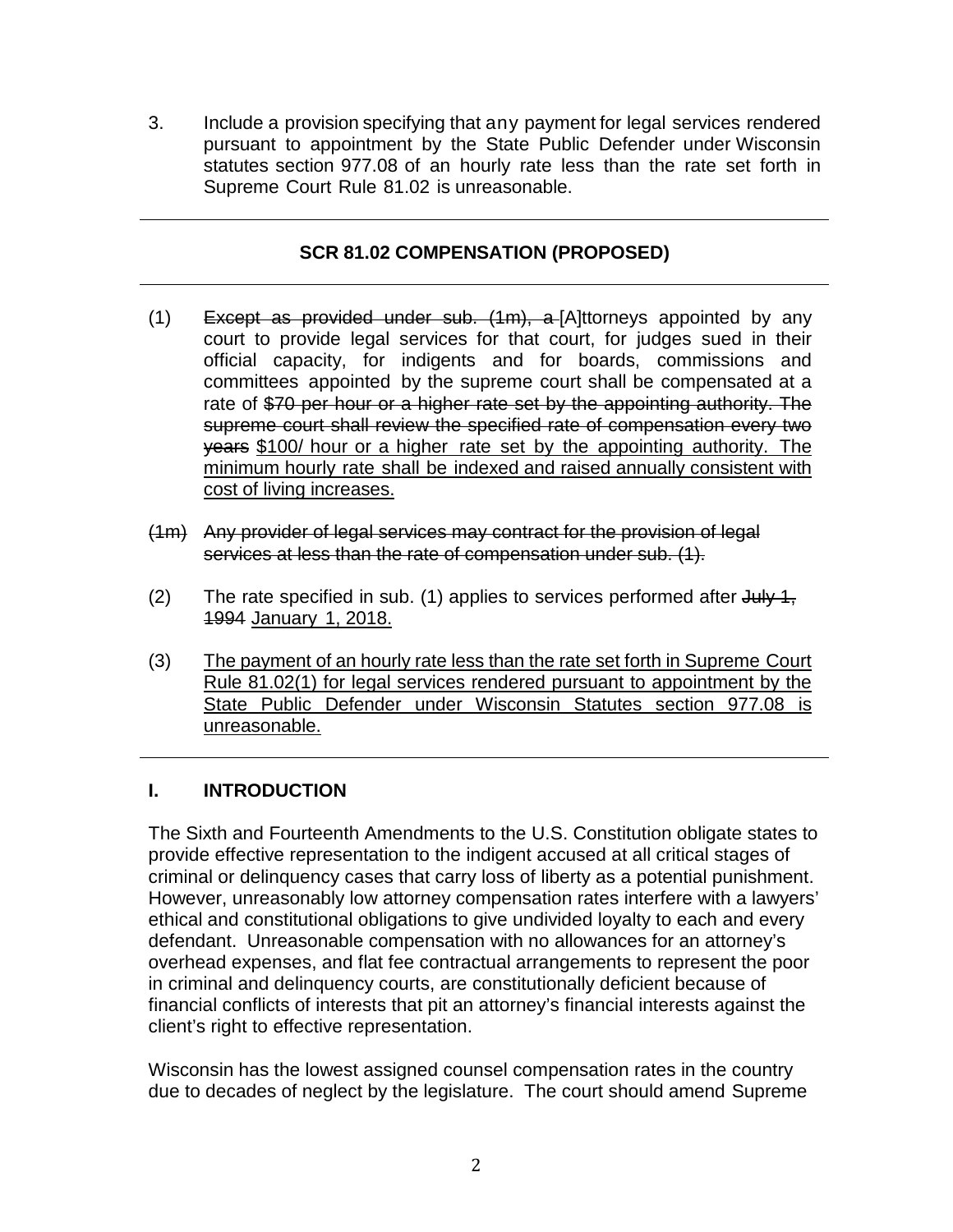3. Include a provision specifying that any payment for legal services rendered pursuant to appointment by the State Public Defender under Wisconsin statutes section 977.08 of an hourly rate less than the rate set forth in Supreme Court Rule 81.02 is unreasonable.

---

## SCR 81.02 COMPENSATION (PROPOSED)

---

(1) ~~Except as provided under sub. (1m), a~~ [A]ttorneys appointed by any court to provide legal services for that court, for judges sued in their official capacity, for indigents and for boards, commissions and committees appointed by the supreme court shall be compensated at a rate of ~~$70 per hour or a higher rate set by the appointing authority. The supreme court shall review the specified rate of compensation every two years~~ <u>$100/ hour or a higher rate set by the appointing authority. The minimum hourly rate shall be indexed and raised annually consistent with cost of living increases.</u>

~~(1m) Any provider of legal services may contract for the provision of legal services at less than the rate of compensation under sub. (1).~~

(2) The rate specified in sub. (1) applies to services performed after ~~July 1, 1994~~ <u>January 1, 2018.</u>

(3) <u>The payment of an hourly rate less than the rate set forth in Supreme Court Rule 81.02(1) for legal services rendered pursuant to appointment by the State Public Defender under Wisconsin Statutes section 977.08 is unreasonable.</u>

---

## I. INTRODUCTION

The Sixth and Fourteenth Amendments to the U.S. Constitution obligate states to provide effective representation to the indigent accused at all critical stages of criminal or delinquency cases that carry loss of liberty as a potential punishment. However, unreasonably low attorney compensation rates interfere with a lawyers' ethical and constitutional obligations to give undivided loyalty to each and every defendant. Unreasonable compensation with no allowances for an attorney's overhead expenses, and flat fee contractual arrangements to represent the poor in criminal and delinquency courts, are constitutionally deficient because of financial conflicts of interests that pit an attorney's financial interests against the client's right to effective representation.

Wisconsin has the lowest assigned counsel compensation rates in the country due to decades of neglect by the legislature. The court should amend Supreme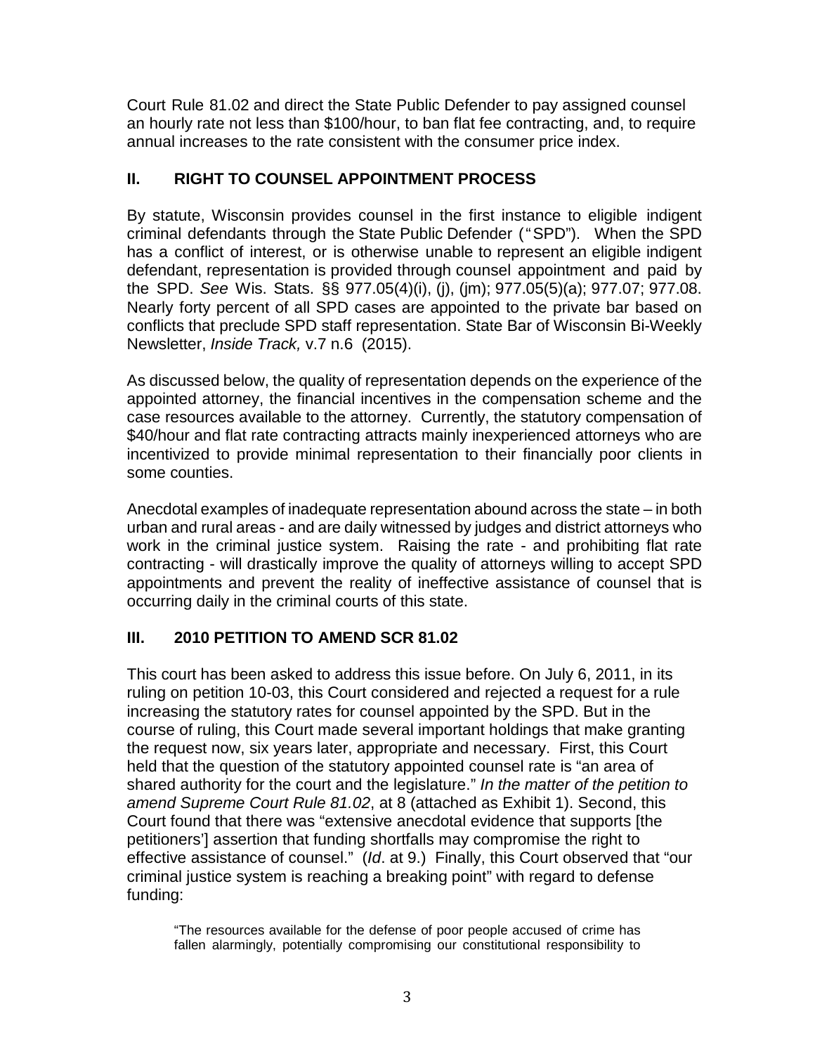Court Rule 81.02 and direct the State Public Defender to pay assigned counsel an hourly rate not less than $100/hour, to ban flat fee contracting, and, to require annual increases to the rate consistent with the consumer price index.

## II. RIGHT TO COUNSEL APPOINTMENT PROCESS

By statute, Wisconsin provides counsel in the first instance to eligible indigent criminal defendants through the State Public Defender ("SPD"). When the SPD has a conflict of interest, or is otherwise unable to represent an eligible indigent defendant, representation is provided through counsel appointment and paid by the SPD. *See* Wis. Stats. §§ 977.05(4)(i), (j), (jm); 977.05(5)(a); 977.07; 977.08. Nearly forty percent of all SPD cases are appointed to the private bar based on conflicts that preclude SPD staff representation. State Bar of Wisconsin Bi-Weekly Newsletter, *Inside Track,* v.7 n.6 (2015).

As discussed below, the quality of representation depends on the experience of the appointed attorney, the financial incentives in the compensation scheme and the case resources available to the attorney. Currently, the statutory compensation of $40/hour and flat rate contracting attracts mainly inexperienced attorneys who are incentivized to provide minimal representation to their financially poor clients in some counties.

Anecdotal examples of inadequate representation abound across the state – in both urban and rural areas - and are daily witnessed by judges and district attorneys who work in the criminal justice system. Raising the rate - and prohibiting flat rate contracting - will drastically improve the quality of attorneys willing to accept SPD appointments and prevent the reality of ineffective assistance of counsel that is occurring daily in the criminal courts of this state.

## III. 2010 PETITION TO AMEND SCR 81.02

This court has been asked to address this issue before. On July 6, 2011, in its ruling on petition 10-03, this Court considered and rejected a request for a rule increasing the statutory rates for counsel appointed by the SPD. But in the course of ruling, this Court made several important holdings that make granting the request now, six years later, appropriate and necessary. First, this Court held that the question of the statutory appointed counsel rate is "an area of shared authority for the court and the legislature." *In the matter of the petition to amend Supreme Court Rule 81.02*, at 8 (attached as Exhibit 1). Second, this Court found that there was "extensive anecdotal evidence that supports [the petitioners'] assertion that funding shortfalls may compromise the right to effective assistance of counsel." (*Id*. at 9.) Finally, this Court observed that "our criminal justice system is reaching a breaking point" with regard to defense funding:

> "The resources available for the defense of poor people accused of crime has fallen alarmingly, potentially compromising our constitutional responsibility to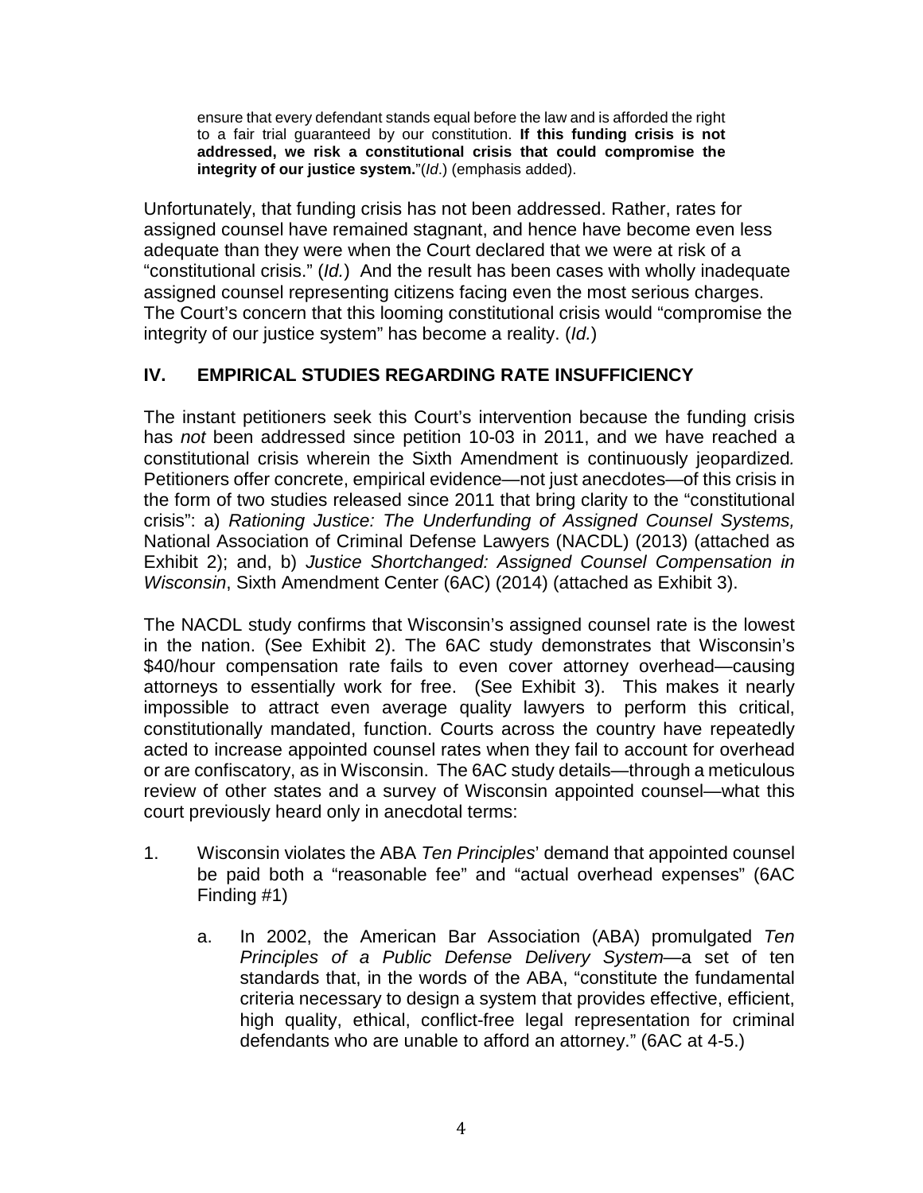> ensure that every defendant stands equal before the law and is afforded the right to a fair trial guaranteed by our constitution. **If this funding crisis is not addressed, we risk a constitutional crisis that could compromise the integrity of our justice system.**"(*Id*.) (emphasis added).

Unfortunately, that funding crisis has not been addressed. Rather, rates for assigned counsel have remained stagnant, and hence have become even less adequate than they were when the Court declared that we were at risk of a "constitutional crisis." (*Id.*) And the result has been cases with wholly inadequate assigned counsel representing citizens facing even the most serious charges. The Court's concern that this looming constitutional crisis would "compromise the integrity of our justice system" has become a reality. (*Id.*)

## IV. EMPIRICAL STUDIES REGARDING RATE INSUFFICIENCY

The instant petitioners seek this Court's intervention because the funding crisis has *not* been addressed since petition 10-03 in 2011, and we have reached a constitutional crisis wherein the Sixth Amendment is continuously jeopardized*.* Petitioners offer concrete, empirical evidence—not just anecdotes—of this crisis in the form of two studies released since 2011 that bring clarity to the "constitutional crisis": a) *Rationing Justice: The Underfunding of Assigned Counsel Systems,* National Association of Criminal Defense Lawyers (NACDL) (2013) (attached as Exhibit 2); and, b) *Justice Shortchanged: Assigned Counsel Compensation in Wisconsin*, Sixth Amendment Center (6AC) (2014) (attached as Exhibit 3).

The NACDL study confirms that Wisconsin's assigned counsel rate is the lowest in the nation. (See Exhibit 2). The 6AC study demonstrates that Wisconsin's $40/hour compensation rate fails to even cover attorney overhead—causing attorneys to essentially work for free. (See Exhibit 3). This makes it nearly impossible to attract even average quality lawyers to perform this critical, constitutionally mandated, function. Courts across the country have repeatedly acted to increase appointed counsel rates when they fail to account for overhead or are confiscatory, as in Wisconsin. The 6AC study details—through a meticulous review of other states and a survey of Wisconsin appointed counsel—what this court previously heard only in anecdotal terms:

1. Wisconsin violates the ABA *Ten Principles*' demand that appointed counsel be paid both a "reasonable fee" and "actual overhead expenses" (6AC Finding #1)

   a. In 2002, the American Bar Association (ABA) promulgated *Ten Principles of a Public Defense Delivery System*—a set of ten standards that, in the words of the ABA, "constitute the fundamental criteria necessary to design a system that provides effective, efficient, high quality, ethical, conflict-free legal representation for criminal defendants who are unable to afford an attorney." (6AC at 4-5.)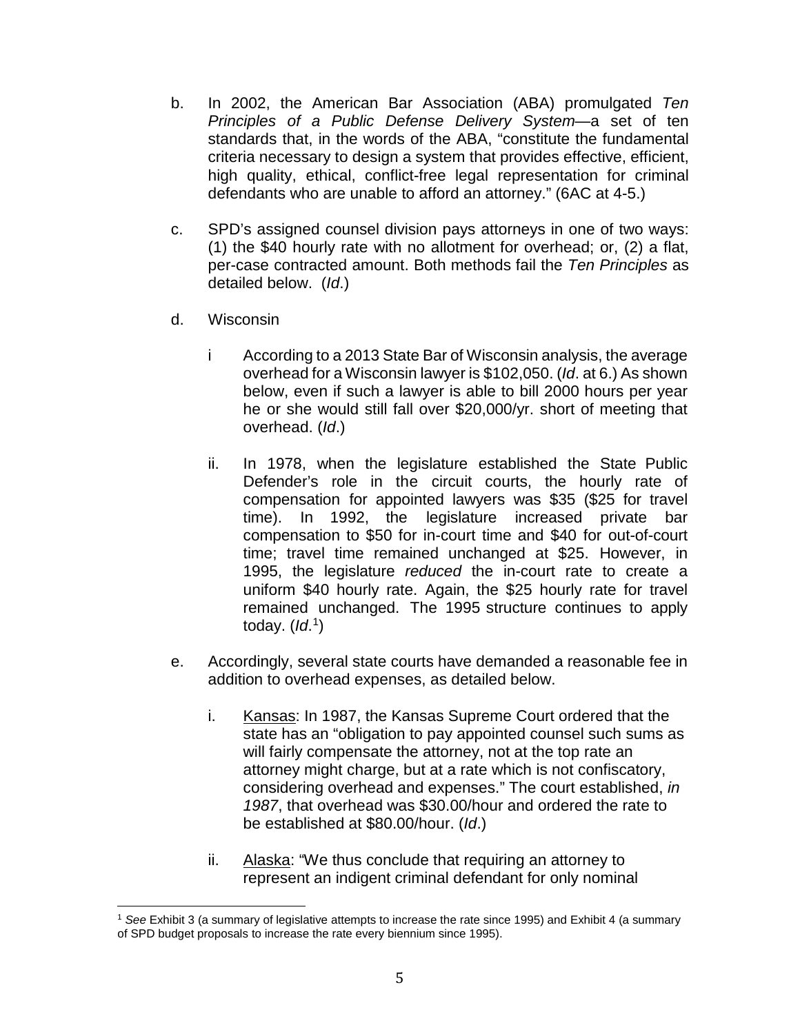b. In 2002, the American Bar Association (ABA) promulgated *Ten Principles of a Public Defense Delivery System*—a set of ten standards that, in the words of the ABA, "constitute the fundamental criteria necessary to design a system that provides effective, efficient, high quality, ethical, conflict-free legal representation for criminal defendants who are unable to afford an attorney." (6AC at 4-5.)

c. SPD's assigned counsel division pays attorneys in one of two ways: (1) the $40 hourly rate with no allotment for overhead; or, (2) a flat, per-case contracted amount. Both methods fail the *Ten Principles* as detailed below. (*Id*.)

d. Wisconsin

   i According to a 2013 State Bar of Wisconsin analysis, the average overhead for a Wisconsin lawyer is $102,050. (*Id*. at 6.) As shown below, even if such a lawyer is able to bill 2000 hours per year he or she would still fall over $20,000/yr. short of meeting that overhead. (*Id*.)

   ii. In 1978, when the legislature established the State Public Defender's role in the circuit courts, the hourly rate of compensation for appointed lawyers was $35 ($25 for travel time). In 1992, the legislature increased private bar compensation to $50 for in-court time and $40 for out-of-court time; travel time remained unchanged at $25. However, in 1995, the legislature *reduced* the in-court rate to create a uniform $40 hourly rate. Again, the $25 hourly rate for travel remained unchanged. The 1995 structure continues to apply today. (*Id*.[1])

e. Accordingly, several state courts have demanded a reasonable fee in addition to overhead expenses, as detailed below.

   i. Kansas: In 1987, the Kansas Supreme Court ordered that the state has an "obligation to pay appointed counsel such sums as will fairly compensate the attorney, not at the top rate an attorney might charge, but at a rate which is not confiscatory, considering overhead and expenses." The court established, *in 1987*, that overhead was $30.00/hour and ordered the rate to be established at $80.00/hour. (*Id*.)

   ii. Alaska: "We thus conclude that requiring an attorney to represent an indigent criminal defendant for only nominal

---

[1] *See* Exhibit 3 (a summary of legislative attempts to increase the rate since 1995) and Exhibit 4 (a summary of SPD budget proposals to increase the rate every biennium since 1995).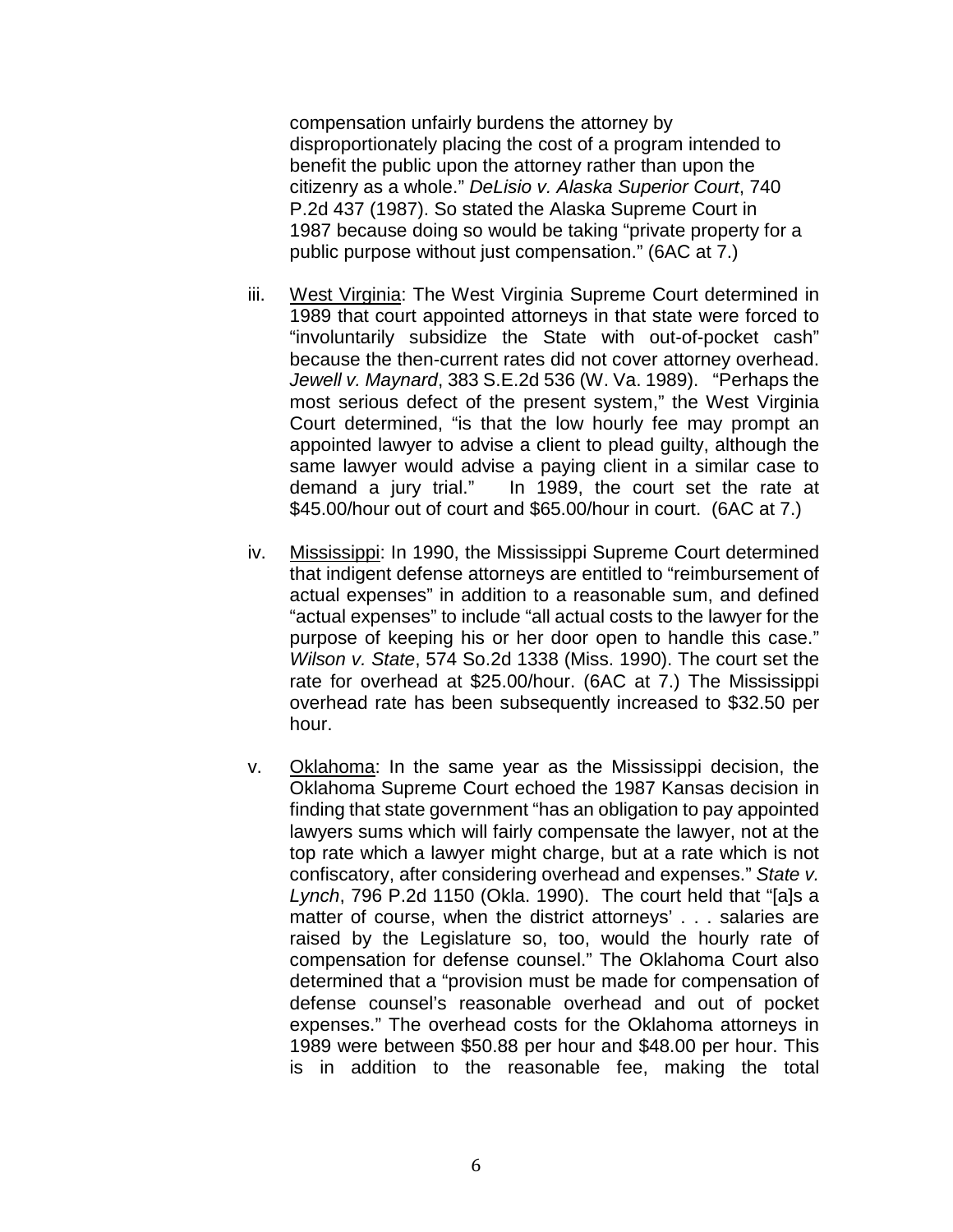compensation unfairly burdens the attorney by disproportionately placing the cost of a program intended to benefit the public upon the attorney rather than upon the citizenry as a whole." *DeLisio v. Alaska Superior Court*, 740 P.2d 437 (1987). So stated the Alaska Supreme Court in 1987 because doing so would be taking "private property for a public purpose without just compensation." (6AC at 7.)

iii. West Virginia: The West Virginia Supreme Court determined in 1989 that court appointed attorneys in that state were forced to "involuntarily subsidize the State with out-of-pocket cash" because the then-current rates did not cover attorney overhead. *Jewell v. Maynard*, 383 S.E.2d 536 (W. Va. 1989). "Perhaps the most serious defect of the present system," the West Virginia Court determined, "is that the low hourly fee may prompt an appointed lawyer to advise a client to plead guilty, although the same lawyer would advise a paying client in a similar case to demand a jury trial." In 1989, the court set the rate at $45.00/hour out of court and $65.00/hour in court. (6AC at 7.)

iv. Mississippi: In 1990, the Mississippi Supreme Court determined that indigent defense attorneys are entitled to "reimbursement of actual expenses" in addition to a reasonable sum, and defined "actual expenses" to include "all actual costs to the lawyer for the purpose of keeping his or her door open to handle this case." *Wilson v. State*, 574 So.2d 1338 (Miss. 1990). The court set the rate for overhead at $25.00/hour. (6AC at 7.) The Mississippi overhead rate has been subsequently increased to $32.50 per hour.

v. Oklahoma: In the same year as the Mississippi decision, the Oklahoma Supreme Court echoed the 1987 Kansas decision in finding that state government "has an obligation to pay appointed lawyers sums which will fairly compensate the lawyer, not at the top rate which a lawyer might charge, but at a rate which is not confiscatory, after considering overhead and expenses." *State v. Lynch*, 796 P.2d 1150 (Okla. 1990). The court held that "[a]s a matter of course, when the district attorneys' . . . salaries are raised by the Legislature so, too, would the hourly rate of compensation for defense counsel." The Oklahoma Court also determined that a "provision must be made for compensation of defense counsel's reasonable overhead and out of pocket expenses." The overhead costs for the Oklahoma attorneys in 1989 were between $50.88 per hour and $48.00 per hour. This is in addition to the reasonable fee, making the total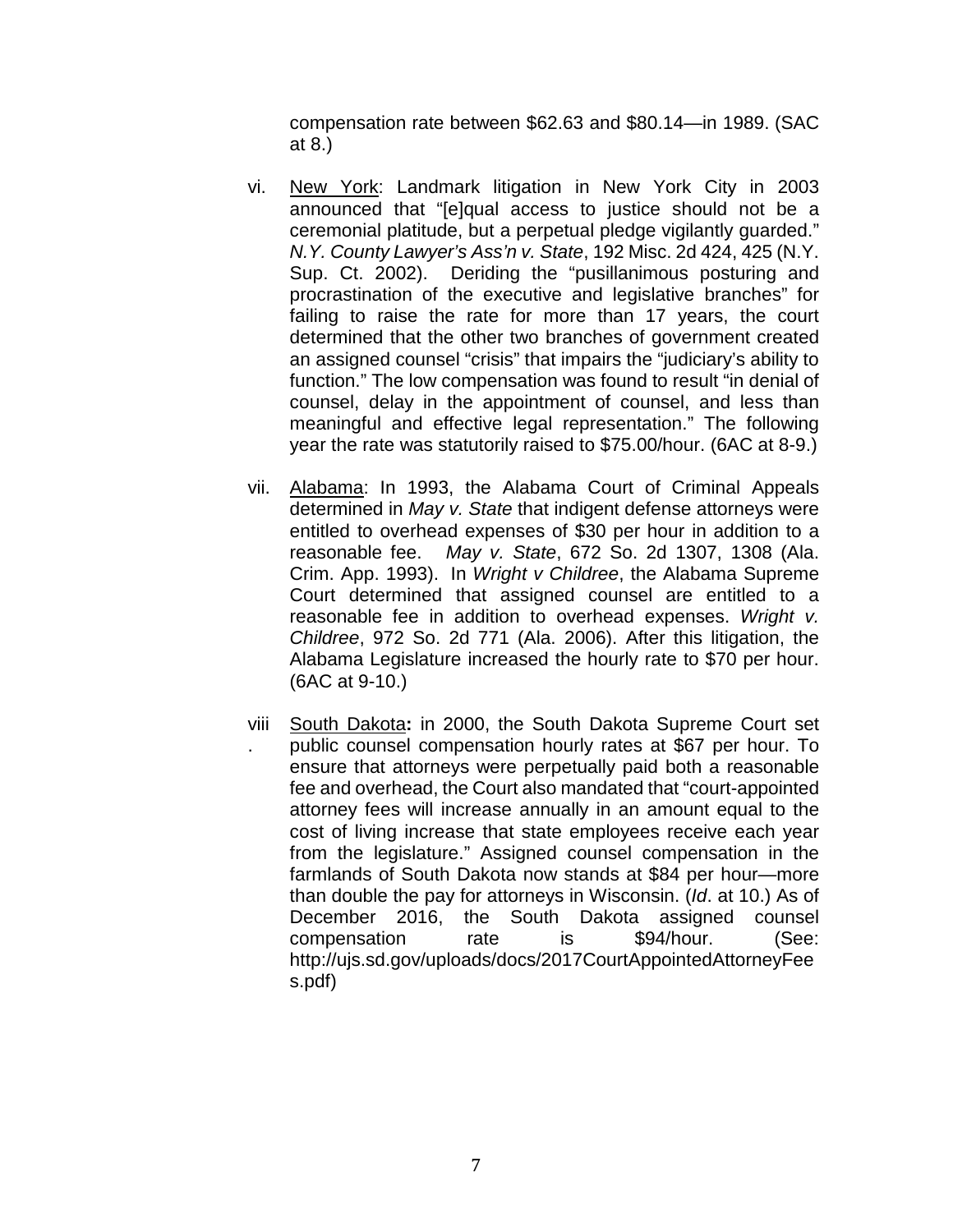compensation rate between $62.63 and $80.14—in 1989. (SAC at 8.)

vi. <u>New York</u>: Landmark litigation in New York City in 2003 announced that "[e]qual access to justice should not be a ceremonial platitude, but a perpetual pledge vigilantly guarded." *N.Y. County Lawyer's Ass'n v. State*, 192 Misc. 2d 424, 425 (N.Y. Sup. Ct. 2002). Deriding the "pusillanimous posturing and procrastination of the executive and legislative branches" for failing to raise the rate for more than 17 years, the court determined that the other two branches of government created an assigned counsel "crisis" that impairs the "judiciary's ability to function." The low compensation was found to result "in denial of counsel, delay in the appointment of counsel, and less than meaningful and effective legal representation." The following year the rate was statutorily raised to $75.00/hour. (6AC at 8-9.)

vii. <u>Alabama</u>: In 1993, the Alabama Court of Criminal Appeals determined in *May v. State* that indigent defense attorneys were entitled to overhead expenses of $30 per hour in addition to a reasonable fee. *May v. State*, 672 So. 2d 1307, 1308 (Ala. Crim. App. 1993). In *Wright v Childree*, the Alabama Supreme Court determined that assigned counsel are entitled to a reasonable fee in addition to overhead expenses. *Wright v. Childree*, 972 So. 2d 771 (Ala. 2006). After this litigation, the Alabama Legislature increased the hourly rate to $70 per hour. (6AC at 9-10.)

viii. <u>South Dakota</u>**:** in 2000, the South Dakota Supreme Court set public counsel compensation hourly rates at $67 per hour. To ensure that attorneys were perpetually paid both a reasonable fee and overhead, the Court also mandated that "court-appointed attorney fees will increase annually in an amount equal to the cost of living increase that state employees receive each year from the legislature." Assigned counsel compensation in the farmlands of South Dakota now stands at $84 per hour—more than double the pay for attorneys in Wisconsin. (*Id*. at 10.) As of December 2016, the South Dakota assigned counsel compensation rate is $94/hour. (See: http://ujs.sd.gov/uploads/docs/2017CourtAppointedAttorneyFees.pdf)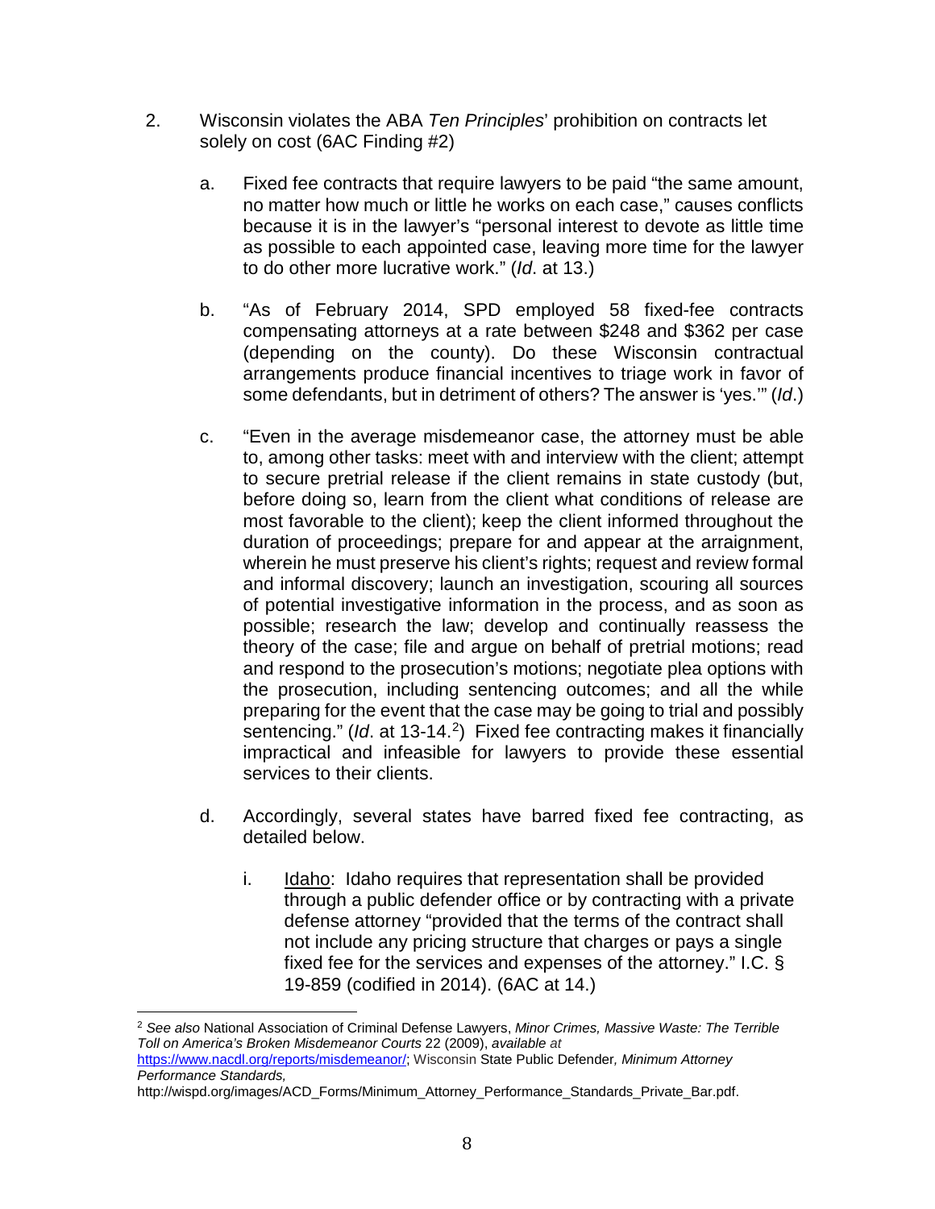2. Wisconsin violates the ABA *Ten Principles*' prohibition on contracts let solely on cost (6AC Finding #2)

    a. Fixed fee contracts that require lawyers to be paid "the same amount, no matter how much or little he works on each case," causes conflicts because it is in the lawyer's "personal interest to devote as little time as possible to each appointed case, leaving more time for the lawyer to do other more lucrative work." (*Id*. at 13.)

    b. "As of February 2014, SPD employed 58 fixed-fee contracts compensating attorneys at a rate between $248 and $362 per case (depending on the county). Do these Wisconsin contractual arrangements produce financial incentives to triage work in favor of some defendants, but in detriment of others? The answer is 'yes.'" (*Id*.)

    c. "Even in the average misdemeanor case, the attorney must be able to, among other tasks: meet with and interview with the client; attempt to secure pretrial release if the client remains in state custody (but, before doing so, learn from the client what conditions of release are most favorable to the client); keep the client informed throughout the duration of proceedings; prepare for and appear at the arraignment, wherein he must preserve his client's rights; request and review formal and informal discovery; launch an investigation, scouring all sources of potential investigative information in the process, and as soon as possible; research the law; develop and continually reassess the theory of the case; file and argue on behalf of pretrial motions; read and respond to the prosecution's motions; negotiate plea options with the prosecution, including sentencing outcomes; and all the while preparing for the event that the case may be going to trial and possibly sentencing." (*Id*. at 13-14.[2]) Fixed fee contracting makes it financially impractical and infeasible for lawyers to provide these essential services to their clients.

    d. Accordingly, several states have barred fixed fee contracting, as detailed below.

        i. Idaho: Idaho requires that representation shall be provided through a public defender office or by contracting with a private defense attorney "provided that the terms of the contract shall not include any pricing structure that charges or pays a single fixed fee for the services and expenses of the attorney." I.C. § 19-859 (codified in 2014). (6AC at 14.)

---

[2] *See also* National Association of Criminal Defense Lawyers, *Minor Crimes, Massive Waste: The Terrible Toll on America's Broken Misdemeanor Courts* 22 (2009), *available at* https://www.nacdl.org/reports/misdemeanor/; Wisconsin State Public Defender, *Minimum Attorney Performance Standards,* http://wispd.org/images/ACD_Forms/Minimum_Attorney_Performance_Standards_Private_Bar.pdf.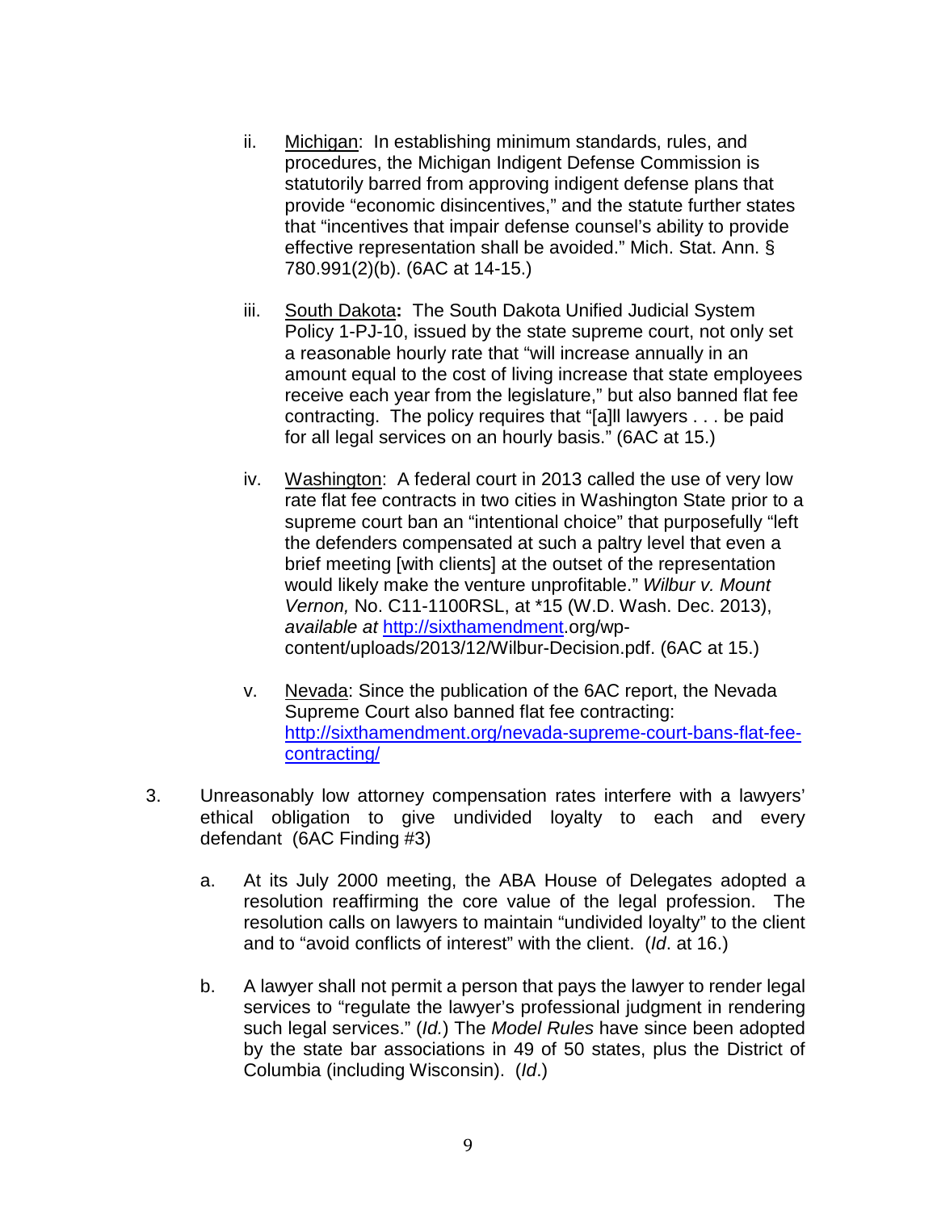ii. Michigan: In establishing minimum standards, rules, and procedures, the Michigan Indigent Defense Commission is statutorily barred from approving indigent defense plans that provide "economic disincentives," and the statute further states that "incentives that impair defense counsel's ability to provide effective representation shall be avoided." Mich. Stat. Ann. § 780.991(2)(b). (6AC at 14-15.)

iii. South Dakota**:** The South Dakota Unified Judicial System Policy 1-PJ-10, issued by the state supreme court, not only set a reasonable hourly rate that "will increase annually in an amount equal to the cost of living increase that state employees receive each year from the legislature," but also banned flat fee contracting. The policy requires that "[a]ll lawyers . . . be paid for all legal services on an hourly basis." (6AC at 15.)

iv. Washington: A federal court in 2013 called the use of very low rate flat fee contracts in two cities in Washington State prior to a supreme court ban an "intentional choice" that purposefully "left the defenders compensated at such a paltry level that even a brief meeting [with clients] at the outset of the representation would likely make the venture unprofitable." *Wilbur v. Mount Vernon,* No. C11-1100RSL, at *15 (W.D. Wash. Dec. 2013), *available at* http://sixthamendment.org/wp-content/uploads/2013/12/Wilbur-Decision.pdf. (6AC at 15.)

v. Nevada: Since the publication of the 6AC report, the Nevada Supreme Court also banned flat fee contracting: http://sixthamendment.org/nevada-supreme-court-bans-flat-fee-contracting/

3. Unreasonably low attorney compensation rates interfere with a lawyers' ethical obligation to give undivided loyalty to each and every defendant (6AC Finding #3)

   a. At its July 2000 meeting, the ABA House of Delegates adopted a resolution reaffirming the core value of the legal profession. The resolution calls on lawyers to maintain "undivided loyalty" to the client and to "avoid conflicts of interest" with the client. (*Id*. at 16.)

   b. A lawyer shall not permit a person that pays the lawyer to render legal services to "regulate the lawyer's professional judgment in rendering such legal services." (*Id.*) The *Model Rules* have since been adopted by the state bar associations in 49 of 50 states, plus the District of Columbia (including Wisconsin). (*Id*.)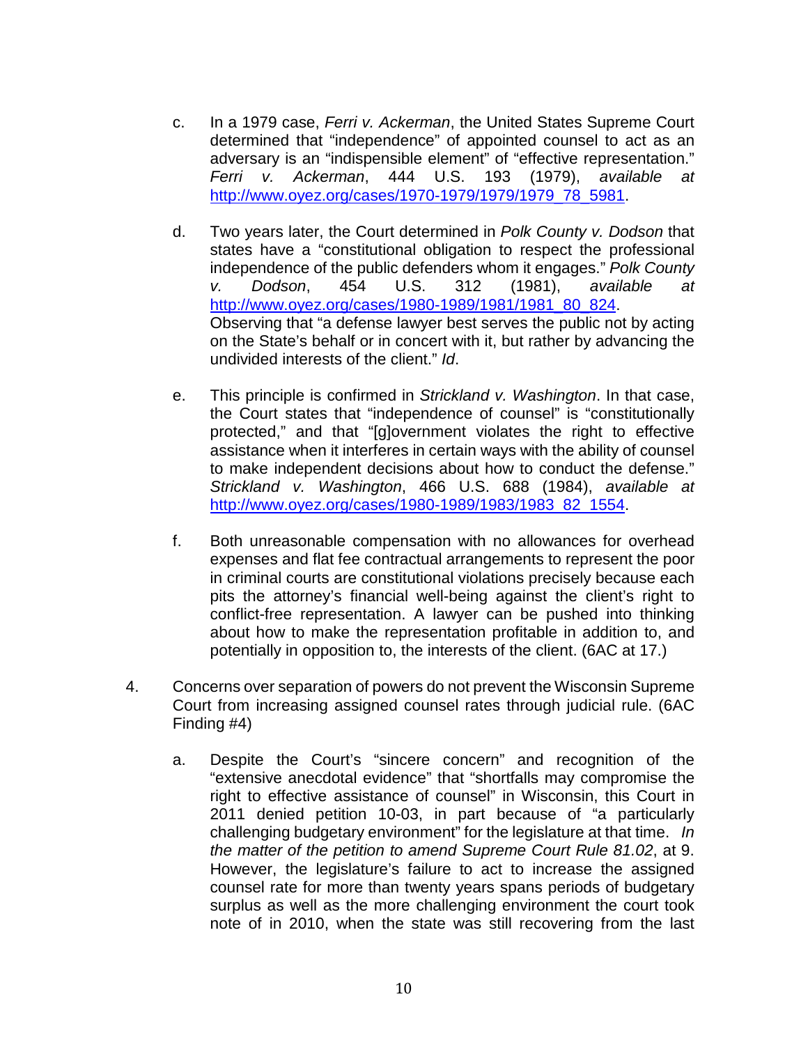c. In a 1979 case, *Ferri v. Ackerman*, the United States Supreme Court determined that "independence" of appointed counsel to act as an adversary is an "indispensible element" of "effective representation." *Ferri v. Ackerman*, 444 U.S. 193 (1979), *available at* [http://www.oyez.org/cases/1970-1979/1979/1979_78_5981](http://www.oyez.org/cases/1970-1979/1979/1979_78_5981).

d. Two years later, the Court determined in *Polk County v. Dodson* that states have a "constitutional obligation to respect the professional independence of the public defenders whom it engages." *Polk County v. Dodson*, 454 U.S. 312 (1981), *available at* [http://www.oyez.org/cases/1980-1989/1981/1981_80_824](http://www.oyez.org/cases/1980-1989/1981/1981_80_824). Observing that "a defense lawyer best serves the public not by acting on the State's behalf or in concert with it, but rather by advancing the undivided interests of the client." *Id*.

e. This principle is confirmed in *Strickland v. Washington*. In that case, the Court states that "independence of counsel" is "constitutionally protected," and that "[g]overnment violates the right to effective assistance when it interferes in certain ways with the ability of counsel to make independent decisions about how to conduct the defense." *Strickland v. Washington*, 466 U.S. 688 (1984), *available at* [http://www.oyez.org/cases/1980-1989/1983/1983_82_1554](http://www.oyez.org/cases/1980-1989/1983/1983_82_1554).

f. Both unreasonable compensation with no allowances for overhead expenses and flat fee contractual arrangements to represent the poor in criminal courts are constitutional violations precisely because each pits the attorney's financial well-being against the client's right to conflict-free representation. A lawyer can be pushed into thinking about how to make the representation profitable in addition to, and potentially in opposition to, the interests of the client. (6AC at 17.)

4. Concerns over separation of powers do not prevent the Wisconsin Supreme Court from increasing assigned counsel rates through judicial rule. (6AC Finding #4)

   a. Despite the Court's "sincere concern" and recognition of the "extensive anecdotal evidence" that "shortfalls may compromise the right to effective assistance of counsel" in Wisconsin, this Court in 2011 denied petition 10-03, in part because of "a particularly challenging budgetary environment" for the legislature at that time. *In the matter of the petition to amend Supreme Court Rule 81.02*, at 9. However, the legislature's failure to act to increase the assigned counsel rate for more than twenty years spans periods of budgetary surplus as well as the more challenging environment the court took note of in 2010, when the state was still recovering from the last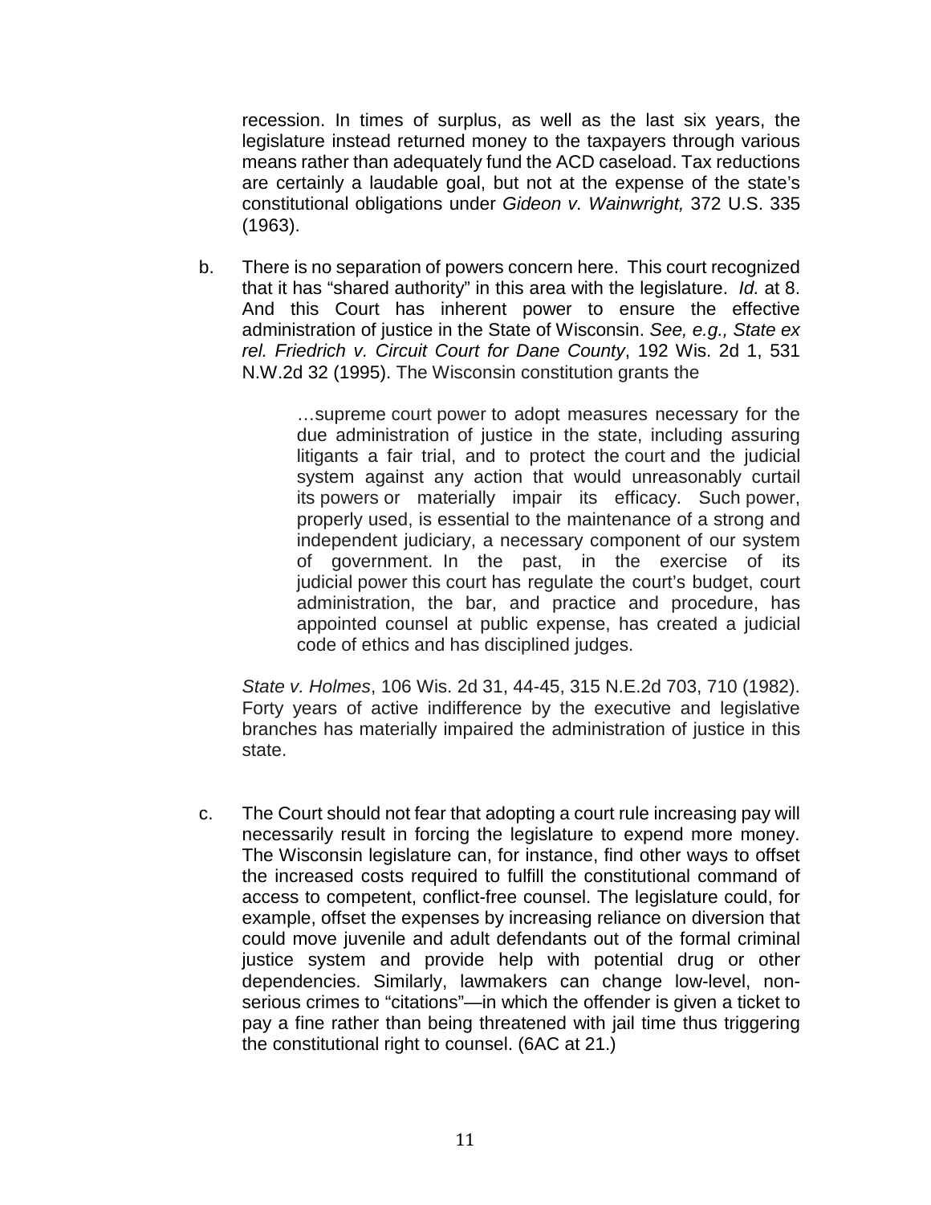recession. In times of surplus, as well as the last six years, the legislature instead returned money to the taxpayers through various means rather than adequately fund the ACD caseload. Tax reductions are certainly a laudable goal, but not at the expense of the state's constitutional obligations under *Gideon v. Wainwright,* 372 U.S. 335 (1963).

b. There is no separation of powers concern here. This court recognized that it has "shared authority" in this area with the legislature. *Id.* at 8. And this Court has inherent power to ensure the effective administration of justice in the State of Wisconsin. *See, e.g., State ex rel. Friedrich v. Circuit Court for Dane County*, 192 Wis. 2d 1, 531 N.W.2d 32 (1995). The Wisconsin constitution grants the

> …supreme court power to adopt measures necessary for the due administration of justice in the state, including assuring litigants a fair trial, and to protect the court and the judicial system against any action that would unreasonably curtail its powers or materially impair its efficacy. Such power, properly used, is essential to the maintenance of a strong and independent judiciary, a necessary component of our system of government. In the past, in the exercise of its judicial power this court has regulate the court's budget, court administration, the bar, and practice and procedure, has appointed counsel at public expense, has created a judicial code of ethics and has disciplined judges.

*State v. Holmes*, 106 Wis. 2d 31, 44-45, 315 N.E.2d 703, 710 (1982). Forty years of active indifference by the executive and legislative branches has materially impaired the administration of justice in this state.

c. The Court should not fear that adopting a court rule increasing pay will necessarily result in forcing the legislature to expend more money. The Wisconsin legislature can, for instance, find other ways to offset the increased costs required to fulfill the constitutional command of access to competent, conflict-free counsel. The legislature could, for example, offset the expenses by increasing reliance on diversion that could move juvenile and adult defendants out of the formal criminal justice system and provide help with potential drug or other dependencies. Similarly, lawmakers can change low-level, non-serious crimes to "citations"—in which the offender is given a ticket to pay a fine rather than being threatened with jail time thus triggering the constitutional right to counsel. (6AC at 21.)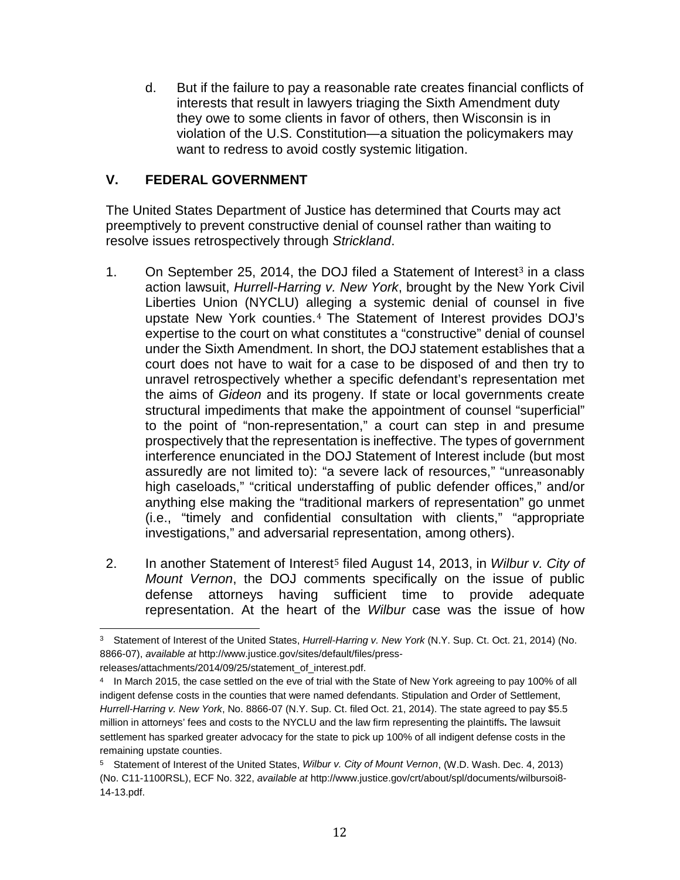d. But if the failure to pay a reasonable rate creates financial conflicts of interests that result in lawyers triaging the Sixth Amendment duty they owe to some clients in favor of others, then Wisconsin is in violation of the U.S. Constitution—a situation the policymakers may want to redress to avoid costly systemic litigation.

## V. FEDERAL GOVERNMENT

The United States Department of Justice has determined that Courts may act preemptively to prevent constructive denial of counsel rather than waiting to resolve issues retrospectively through *Strickland*.

1. On September 25, 2014, the DOJ filed a Statement of Interest[3] in a class action lawsuit, *Hurrell-Harring v. New York*, brought by the New York Civil Liberties Union (NYCLU) alleging a systemic denial of counsel in five upstate New York counties.[4] The Statement of Interest provides DOJ's expertise to the court on what constitutes a "constructive" denial of counsel under the Sixth Amendment. In short, the DOJ statement establishes that a court does not have to wait for a case to be disposed of and then try to unravel retrospectively whether a specific defendant's representation met the aims of *Gideon* and its progeny. If state or local governments create structural impediments that make the appointment of counsel "superficial" to the point of "non-representation," a court can step in and presume prospectively that the representation is ineffective. The types of government interference enunciated in the DOJ Statement of Interest include (but most assuredly are not limited to): "a severe lack of resources," "unreasonably high caseloads," "critical understaffing of public defender offices," and/or anything else making the "traditional markers of representation" go unmet (i.e., "timely and confidential consultation with clients," "appropriate investigations," and adversarial representation, among others).

2. In another Statement of Interest[5] filed August 14, 2013, in *Wilbur v. City of Mount Vernon*, the DOJ comments specifically on the issue of public defense attorneys having sufficient time to provide adequate representation. At the heart of the *Wilbur* case was the issue of how

---

[3] Statement of Interest of the United States, *Hurrell-Harring v. New York* (N.Y. Sup. Ct. Oct. 21, 2014) (No. 8866-07), *available at* http://www.justice.gov/sites/default/files/press-releases/attachments/2014/09/25/statement_of_interest.pdf.

[4] In March 2015, the case settled on the eve of trial with the State of New York agreeing to pay 100% of all indigent defense costs in the counties that were named defendants. Stipulation and Order of Settlement, *Hurrell-Harring v. New York*, No. 8866-07 (N.Y. Sup. Ct. filed Oct. 21, 2014). The state agreed to pay $5.5 million in attorneys' fees and costs to the NYCLU and the law firm representing the plaintiffs. The lawsuit settlement has sparked greater advocacy for the state to pick up 100% of all indigent defense costs in the remaining upstate counties.

[5] Statement of Interest of the United States, *Wilbur v. City of Mount Vernon*, (W.D. Wash. Dec. 4, 2013) (No. C11-1100RSL), ECF No. 322, *available at* http://www.justice.gov/crt/about/spl/documents/wilbursoi8-14-13.pdf.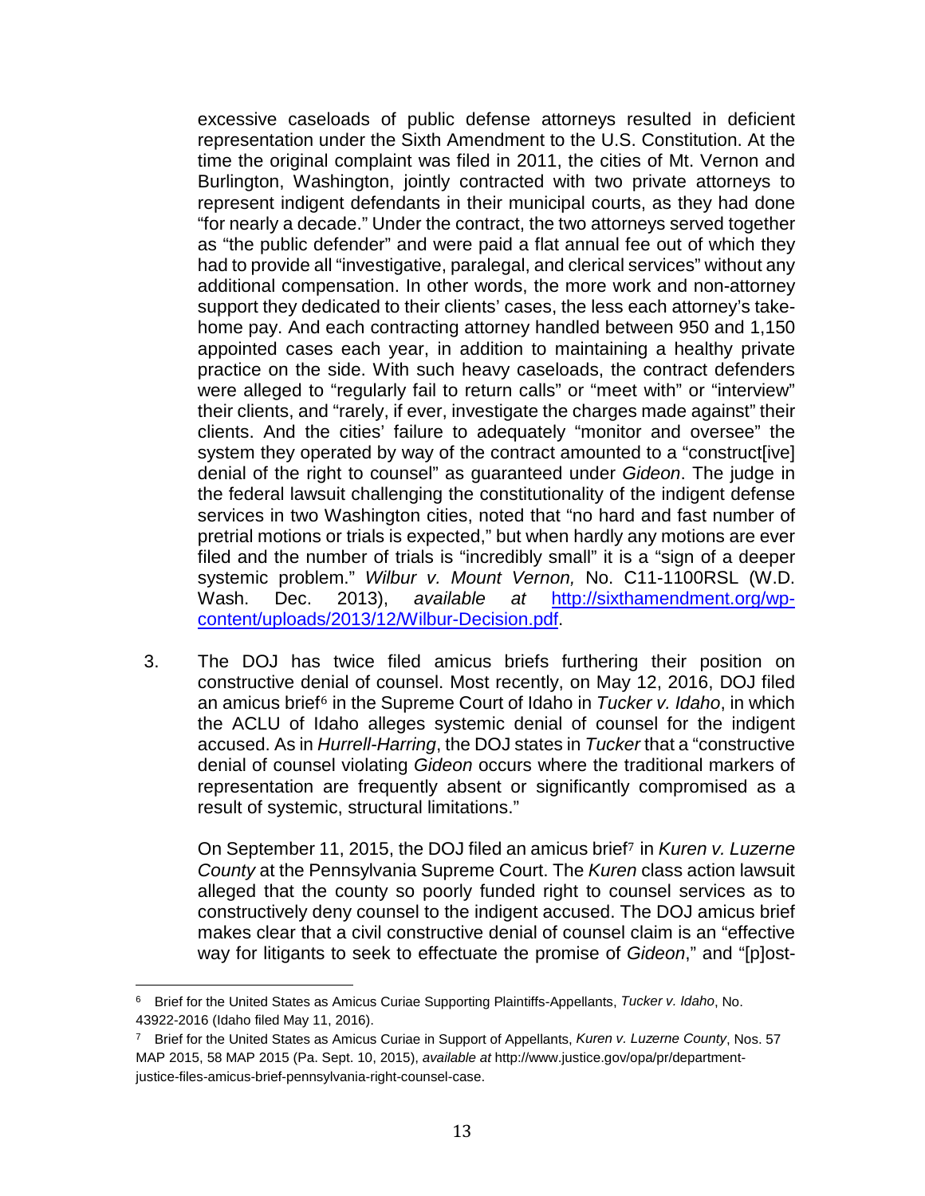excessive caseloads of public defense attorneys resulted in deficient representation under the Sixth Amendment to the U.S. Constitution. At the time the original complaint was filed in 2011, the cities of Mt. Vernon and Burlington, Washington, jointly contracted with two private attorneys to represent indigent defendants in their municipal courts, as they had done "for nearly a decade." Under the contract, the two attorneys served together as "the public defender" and were paid a flat annual fee out of which they had to provide all "investigative, paralegal, and clerical services" without any additional compensation. In other words, the more work and non-attorney support they dedicated to their clients' cases, the less each attorney's take-home pay. And each contracting attorney handled between 950 and 1,150 appointed cases each year, in addition to maintaining a healthy private practice on the side. With such heavy caseloads, the contract defenders were alleged to "regularly fail to return calls" or "meet with" or "interview" their clients, and "rarely, if ever, investigate the charges made against" their clients. And the cities' failure to adequately "monitor and oversee" the system they operated by way of the contract amounted to a "construct[ive] denial of the right to counsel" as guaranteed under *Gideon*. The judge in the federal lawsuit challenging the constitutionality of the indigent defense services in two Washington cities, noted that "no hard and fast number of pretrial motions or trials is expected," but when hardly any motions are ever filed and the number of trials is "incredibly small" it is a "sign of a deeper systemic problem." *Wilbur v. Mount Vernon,* No. C11-1100RSL (W.D. Wash. Dec. 2013), *available at* [http://sixthamendment.org/wp-content/uploads/2013/12/Wilbur-Decision.pdf](http://sixthamendment.org/wp-content/uploads/2013/12/Wilbur-Decision.pdf).

3. The DOJ has twice filed amicus briefs furthering their position on constructive denial of counsel. Most recently, on May 12, 2016, DOJ filed an amicus brief[6] in the Supreme Court of Idaho in *Tucker v. Idaho*, in which the ACLU of Idaho alleges systemic denial of counsel for the indigent accused. As in *Hurrell-Harring*, the DOJ states in *Tucker* that a "constructive denial of counsel violating *Gideon* occurs where the traditional markers of representation are frequently absent or significantly compromised as a result of systemic, structural limitations."

   On September 11, 2015, the DOJ filed an amicus brief[7] in *Kuren v. Luzerne County* at the Pennsylvania Supreme Court. The *Kuren* class action lawsuit alleged that the county so poorly funded right to counsel services as to constructively deny counsel to the indigent accused. The DOJ amicus brief makes clear that a civil constructive denial of counsel claim is an "effective way for litigants to seek to effectuate the promise of *Gideon*," and "[p]ost-

---

[6] Brief for the United States as Amicus Curiae Supporting Plaintiffs-Appellants, *Tucker v. Idaho*, No. 43922-2016 (Idaho filed May 11, 2016).

[7] Brief for the United States as Amicus Curiae in Support of Appellants, *Kuren v. Luzerne County*, Nos. 57 MAP 2015, 58 MAP 2015 (Pa. Sept. 10, 2015), *available at* http://www.justice.gov/opa/pr/department-justice-files-amicus-brief-pennsylvania-right-counsel-case.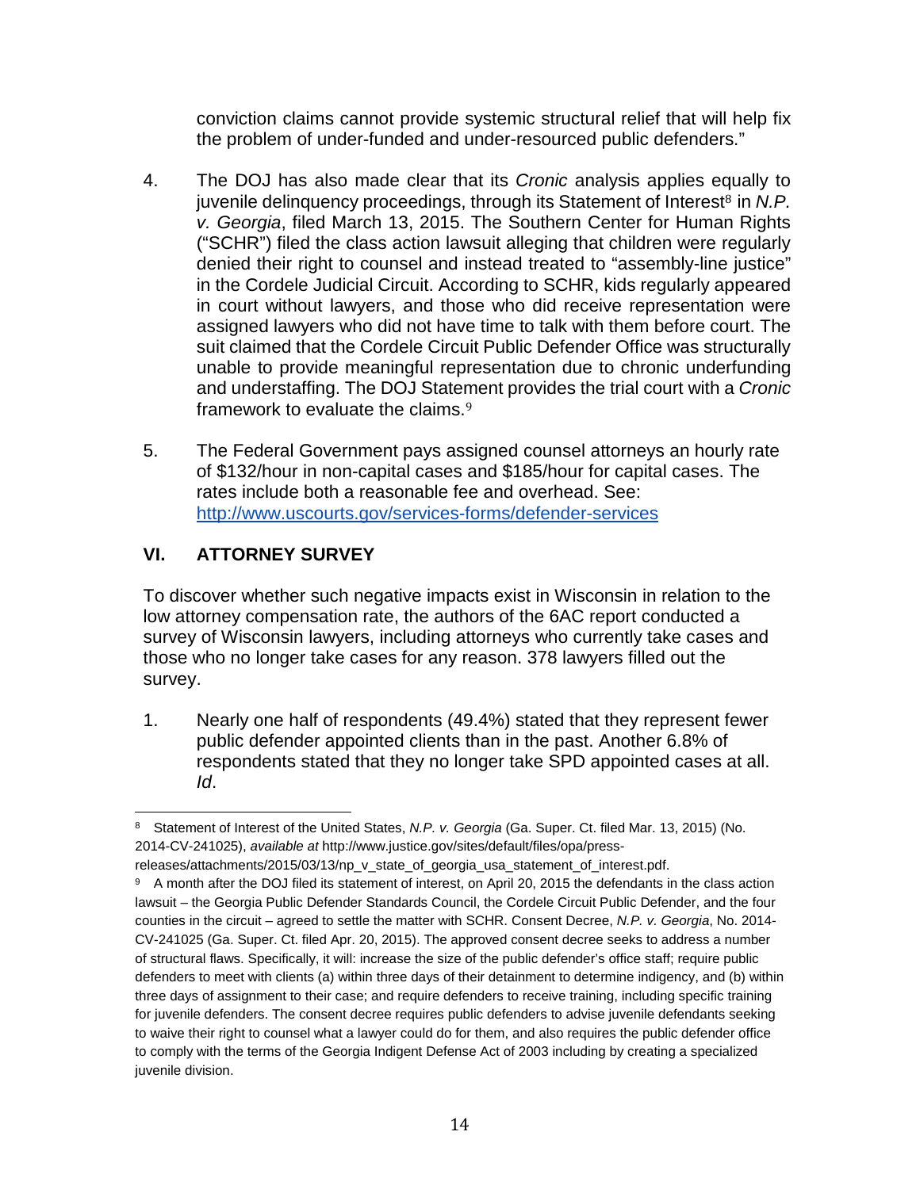conviction claims cannot provide systemic structural relief that will help fix the problem of under-funded and under-resourced public defenders."

4. The DOJ has also made clear that its *Cronic* analysis applies equally to juvenile delinquency proceedings, through its Statement of Interest[8] in *N.P. v. Georgia*, filed March 13, 2015. The Southern Center for Human Rights ("SCHR") filed the class action lawsuit alleging that children were regularly denied their right to counsel and instead treated to "assembly-line justice" in the Cordele Judicial Circuit. According to SCHR, kids regularly appeared in court without lawyers, and those who did receive representation were assigned lawyers who did not have time to talk with them before court. The suit claimed that the Cordele Circuit Public Defender Office was structurally unable to provide meaningful representation due to chronic underfunding and understaffing. The DOJ Statement provides the trial court with a *Cronic* framework to evaluate the claims.[9]

5. The Federal Government pays assigned counsel attorneys an hourly rate of $132/hour in non-capital cases and $185/hour for capital cases. The rates include both a reasonable fee and overhead. See: [http://www.uscourts.gov/services-forms/defender-services](http://www.uscourts.gov/services-forms/defender-services)

## VI. ATTORNEY SURVEY

To discover whether such negative impacts exist in Wisconsin in relation to the low attorney compensation rate, the authors of the 6AC report conducted a survey of Wisconsin lawyers, including attorneys who currently take cases and those who no longer take cases for any reason. 378 lawyers filled out the survey.

1. Nearly one half of respondents (49.4%) stated that they represent fewer public defender appointed clients than in the past. Another 6.8% of respondents stated that they no longer take SPD appointed cases at all. *Id*.

---

[8] Statement of Interest of the United States, *N.P. v. Georgia* (Ga. Super. Ct. filed Mar. 13, 2015) (No. 2014-CV-241025), *available at* http://www.justice.gov/sites/default/files/opa/press-releases/attachments/2015/03/13/np_v_state_of_georgia_usa_statement_of_interest.pdf.

[9] A month after the DOJ filed its statement of interest, on April 20, 2015 the defendants in the class action lawsuit – the Georgia Public Defender Standards Council, the Cordele Circuit Public Defender, and the four counties in the circuit – agreed to settle the matter with SCHR. Consent Decree, *N.P. v. Georgia*, No. 2014-CV-241025 (Ga. Super. Ct. filed Apr. 20, 2015). The approved consent decree seeks to address a number of structural flaws. Specifically, it will: increase the size of the public defender's office staff; require public defenders to meet with clients (a) within three days of their detainment to determine indigency, and (b) within three days of assignment to their case; and require defenders to receive training, including specific training for juvenile defenders. The consent decree requires public defenders to advise juvenile defendants seeking to waive their right to counsel what a lawyer could do for them, and also requires the public defender office to comply with the terms of the Georgia Indigent Defense Act of 2003 including by creating a specialized juvenile division.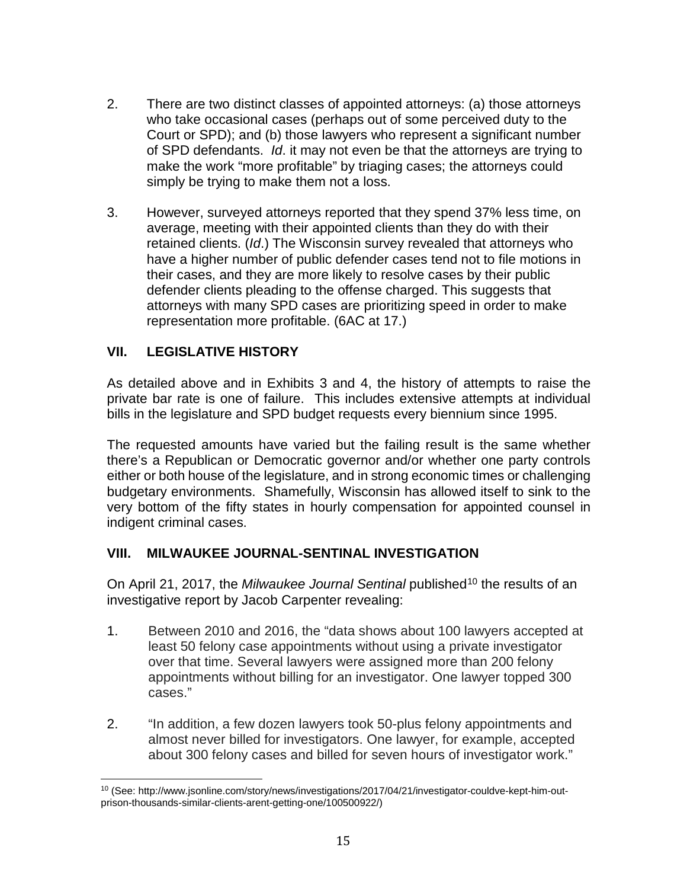2. There are two distinct classes of appointed attorneys: (a) those attorneys who take occasional cases (perhaps out of some perceived duty to the Court or SPD); and (b) those lawyers who represent a significant number of SPD defendants. *Id*. it may not even be that the attorneys are trying to make the work "more profitable" by triaging cases; the attorneys could simply be trying to make them not a loss.

3. However, surveyed attorneys reported that they spend 37% less time, on average, meeting with their appointed clients than they do with their retained clients. (*Id*.) The Wisconsin survey revealed that attorneys who have a higher number of public defender cases tend not to file motions in their cases, and they are more likely to resolve cases by their public defender clients pleading to the offense charged. This suggests that attorneys with many SPD cases are prioritizing speed in order to make representation more profitable. (6AC at 17.)

## VII. LEGISLATIVE HISTORY

As detailed above and in Exhibits 3 and 4, the history of attempts to raise the private bar rate is one of failure. This includes extensive attempts at individual bills in the legislature and SPD budget requests every biennium since 1995.

The requested amounts have varied but the failing result is the same whether there's a Republican or Democratic governor and/or whether one party controls either or both house of the legislature, and in strong economic times or challenging budgetary environments. Shamefully, Wisconsin has allowed itself to sink to the very bottom of the fifty states in hourly compensation for appointed counsel in indigent criminal cases.

## VIII. MILWAUKEE JOURNAL-SENTINAL INVESTIGATION

On April 21, 2017, the *Milwaukee Journal Sentinal* published[10] the results of an investigative report by Jacob Carpenter revealing:

1. Between 2010 and 2016, the "data shows about 100 lawyers accepted at least 50 felony case appointments without using a private investigator over that time. Several lawyers were assigned more than 200 felony appointments without billing for an investigator. One lawyer topped 300 cases."

2. "In addition, a few dozen lawyers took 50-plus felony appointments and almost never billed for investigators. One lawyer, for example, accepted about 300 felony cases and billed for seven hours of investigator work."

---

[10] (See: http://www.jsonline.com/story/news/investigations/2017/04/21/investigator-couldve-kept-him-out-prison-thousands-similar-clients-arent-getting-one/100500922/)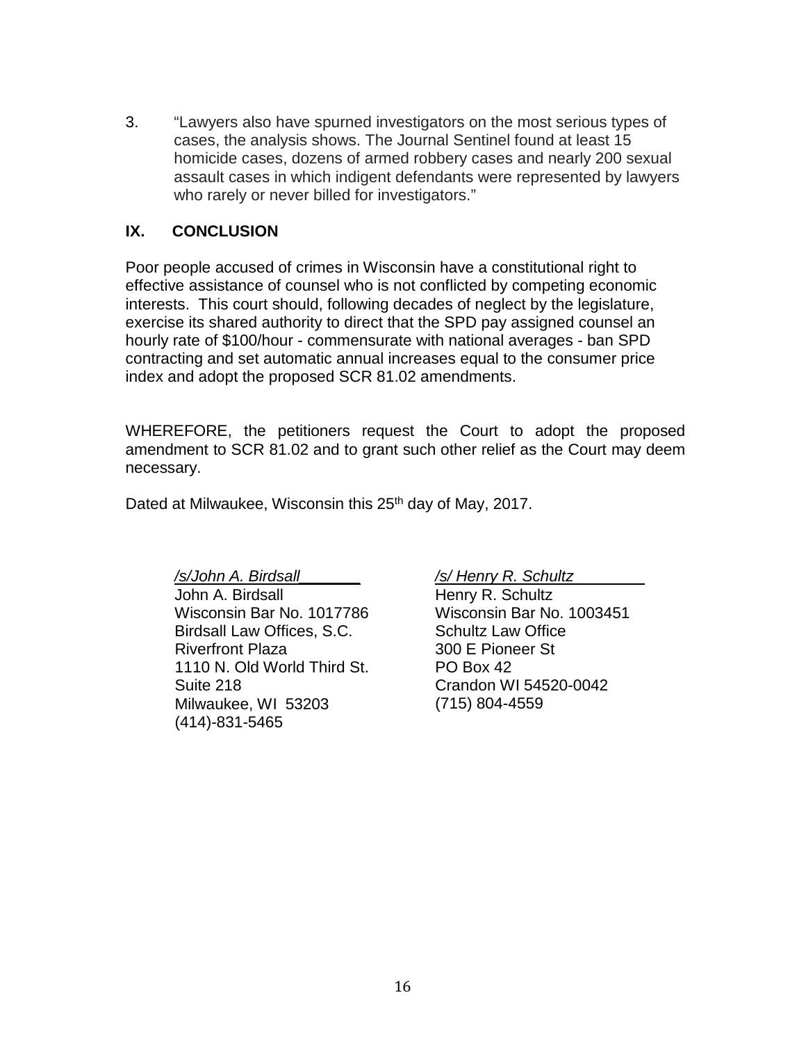3. "Lawyers also have spurned investigators on the most serious types of cases, the analysis shows. The Journal Sentinel found at least 15 homicide cases, dozens of armed robbery cases and nearly 200 sexual assault cases in which indigent defendants were represented by lawyers who rarely or never billed for investigators."

## IX. CONCLUSION

Poor people accused of crimes in Wisconsin have a constitutional right to effective assistance of counsel who is not conflicted by competing economic interests. This court should, following decades of neglect by the legislature, exercise its shared authority to direct that the SPD pay assigned counsel an hourly rate of $100/hour - commensurate with national averages - ban SPD contracting and set automatic annual increases equal to the consumer price index and adopt the proposed SCR 81.02 amendments.

WHEREFORE, the petitioners request the Court to adopt the proposed amendment to SCR 81.02 and to grant such other relief as the Court may deem necessary.

Dated at Milwaukee, Wisconsin this 25th day of May, 2017.

*/s/John A. Birdsall*
John A. Birdsall
Wisconsin Bar No. 1017786
Birdsall Law Offices, S.C.
Riverfront Plaza
1110 N. Old World Third St.
Suite 218
Milwaukee, WI 53203
(414)-831-5465

*/s/ Henry R. Schultz*
Henry R. Schultz
Wisconsin Bar No. 1003451
Schultz Law Office
300 E Pioneer St
PO Box 42
Crandon WI 54520-0042
(715) 804-4559